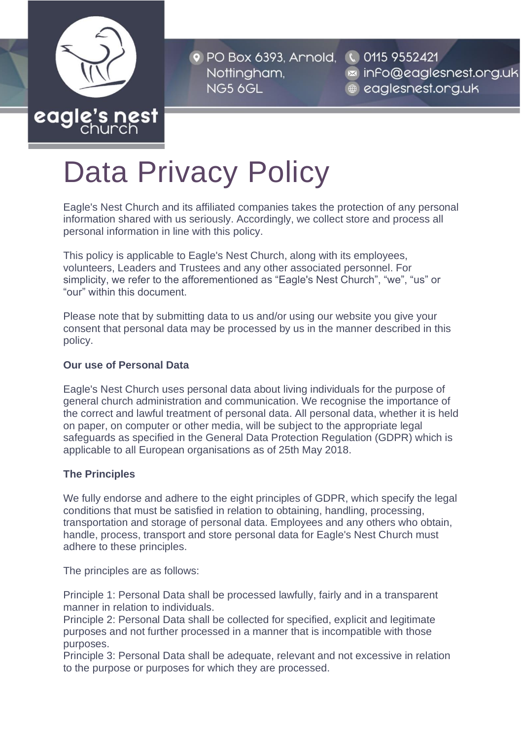eagle's nest church

PO Box 6393, Arnold, Nottingham, NG5 6GL

0115 9552421
info@eaglesnest.org.uk
eaglesnest.org.uk

# Data Privacy Policy

Eagle's Nest Church and its affiliated companies takes the protection of any personal information shared with us seriously. Accordingly, we collect store and process all personal information in line with this policy.

This policy is applicable to Eagle's Nest Church, along with its employees, volunteers, Leaders and Trustees and any other associated personnel. For simplicity, we refer to the afforementioned as "Eagle's Nest Church", "we", "us" or "our" within this document.

Please note that by submitting data to us and/or using our website you give your consent that personal data may be processed by us in the manner described in this policy.

**Our use of Personal Data**

Eagle's Nest Church uses personal data about living individuals for the purpose of general church administration and communication. We recognise the importance of the correct and lawful treatment of personal data. All personal data, whether it is held on paper, on computer or other media, will be subject to the appropriate legal safeguards as specified in the General Data Protection Regulation (GDPR) which is applicable to all European organisations as of 25th May 2018.

**The Principles**

We fully endorse and adhere to the eight principles of GDPR, which specify the legal conditions that must be satisfied in relation to obtaining, handling, processing, transportation and storage of personal data. Employees and any others who obtain, handle, process, transport and store personal data for Eagle's Nest Church must adhere to these principles.

The principles are as follows:

Principle 1: Personal Data shall be processed lawfully, fairly and in a transparent manner in relation to individuals.
Principle 2: Personal Data shall be collected for specified, explicit and legitimate purposes and not further processed in a manner that is incompatible with those purposes.
Principle 3: Personal Data shall be adequate, relevant and not excessive in relation to the purpose or purposes for which they are processed.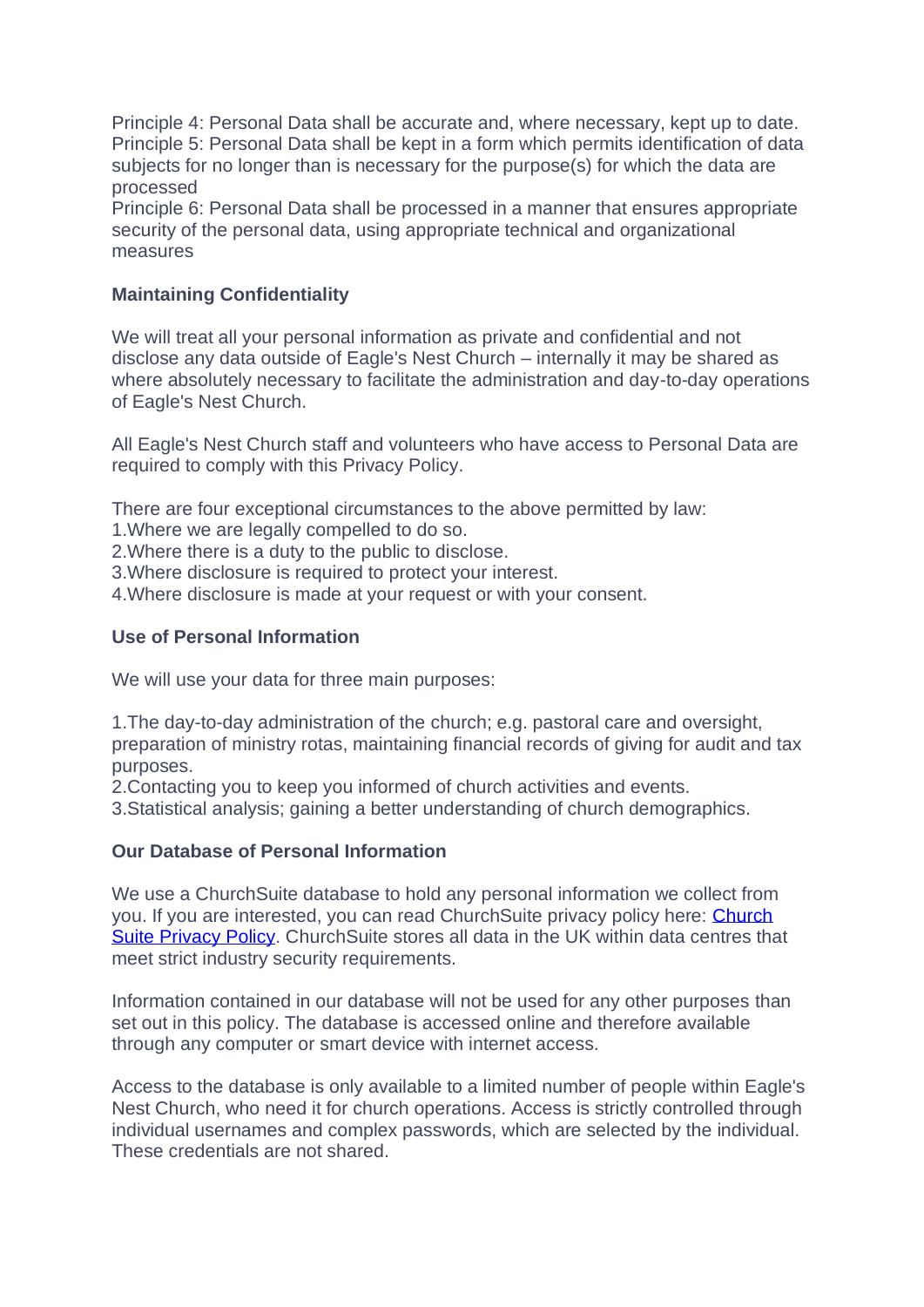Principle 4: Personal Data shall be accurate and, where necessary, kept up to date.
Principle 5: Personal Data shall be kept in a form which permits identification of data subjects for no longer than is necessary for the purpose(s) for which the data are processed
Principle 6: Personal Data shall be processed in a manner that ensures appropriate security of the personal data, using appropriate technical and organizational measures

**Maintaining Confidentiality**

We will treat all your personal information as private and confidential and not disclose any data outside of Eagle's Nest Church – internally it may be shared as where absolutely necessary to facilitate the administration and day-to-day operations of Eagle's Nest Church.

All Eagle's Nest Church staff and volunteers who have access to Personal Data are required to comply with this Privacy Policy.

There are four exceptional circumstances to the above permitted by law:
1.Where we are legally compelled to do so.
2.Where there is a duty to the public to disclose.
3.Where disclosure is required to protect your interest.
4.Where disclosure is made at your request or with your consent.

**Use of Personal Information**

We will use your data for three main purposes:

1.The day-to-day administration of the church; e.g. pastoral care and oversight, preparation of ministry rotas, maintaining financial records of giving for audit and tax purposes.
2.Contacting you to keep you informed of church activities and events.
3.Statistical analysis; gaining a better understanding of church demographics.

**Our Database of Personal Information**

We use a ChurchSuite database to hold any personal information we collect from you. If you are interested, you can read ChurchSuite privacy policy here: Church Suite Privacy Policy. ChurchSuite stores all data in the UK within data centres that meet strict industry security requirements.

Information contained in our database will not be used for any other purposes than set out in this policy. The database is accessed online and therefore available through any computer or smart device with internet access.

Access to the database is only available to a limited number of people within Eagle's Nest Church, who need it for church operations. Access is strictly controlled through individual usernames and complex passwords, which are selected by the individual. These credentials are not shared.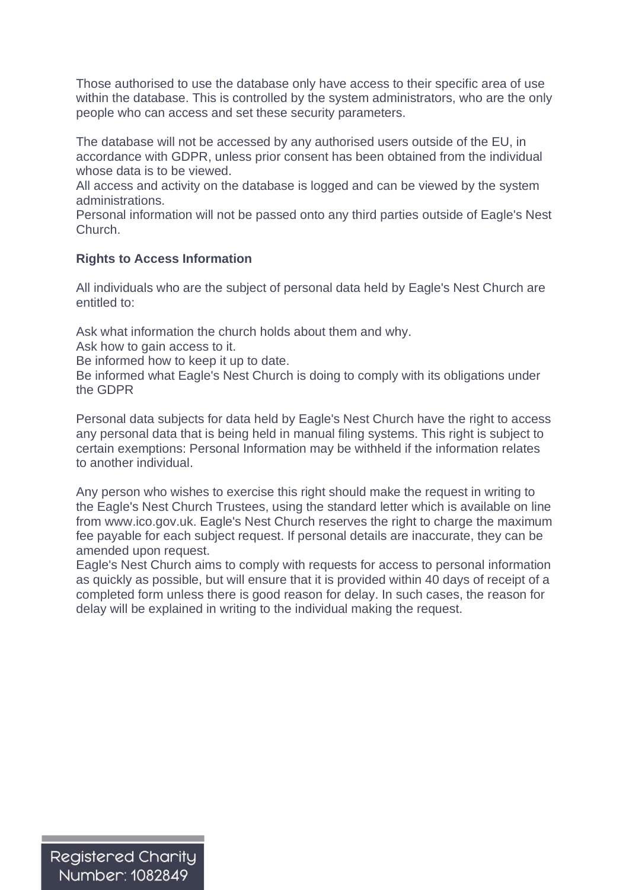Those authorised to use the database only have access to their specific area of use within the database. This is controlled by the system administrators, who are the only people who can access and set these security parameters.

The database will not be accessed by any authorised users outside of the EU, in accordance with GDPR, unless prior consent has been obtained from the individual whose data is to be viewed.
All access and activity on the database is logged and can be viewed by the system administrations.
Personal information will not be passed onto any third parties outside of Eagle's Nest Church.

**Rights to Access Information**

All individuals who are the subject of personal data held by Eagle's Nest Church are entitled to:

Ask what information the church holds about them and why.
Ask how to gain access to it.
Be informed how to keep it up to date.
Be informed what Eagle's Nest Church is doing to comply with its obligations under the GDPR

Personal data subjects for data held by Eagle's Nest Church have the right to access any personal data that is being held in manual filing systems. This right is subject to certain exemptions: Personal Information may be withheld if the information relates to another individual.

Any person who wishes to exercise this right should make the request in writing to the Eagle's Nest Church Trustees, using the standard letter which is available on line from www.ico.gov.uk. Eagle's Nest Church reserves the right to charge the maximum fee payable for each subject request. If personal details are inaccurate, they can be amended upon request.
Eagle's Nest Church aims to comply with requests for access to personal information as quickly as possible, but will ensure that it is provided within 40 days of receipt of a completed form unless there is good reason for delay. In such cases, the reason for delay will be explained in writing to the individual making the request.

Registered Charity Number: 1082849